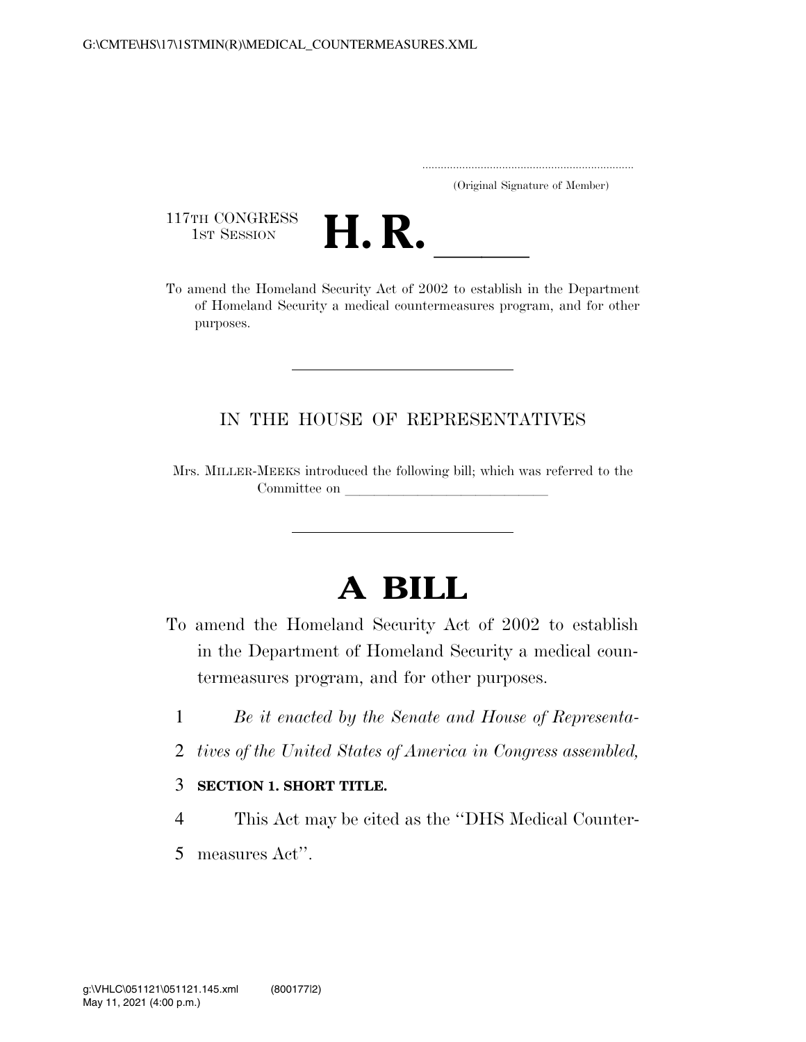(Original Signature of Member)

117TH CONGRESS
1ST SESSION

# H. R. \_\_\_\_\_

To amend the Homeland Security Act of 2002 to establish in the Department of Homeland Security a medical countermeasures program, and for other purposes.

---

IN THE HOUSE OF REPRESENTATIVES

Mrs. MILLER-MEEKS introduced the following bill; which was referred to the Committee on \_\_\_\_\_\_\_\_\_\_\_\_\_\_\_\_\_\_\_\_\_\_\_\_\_\_\_\_

---

# A BILL

To amend the Homeland Security Act of 2002 to establish in the Department of Homeland Security a medical countermeasures program, and for other purposes.

1 *Be it enacted by the Senate and House of Representa-*
2 *tives of the United States of America in Congress assembled,*

3 **SECTION 1. SHORT TITLE.**

4 This Act may be cited as the ''DHS Medical Counter-
5 measures Act''.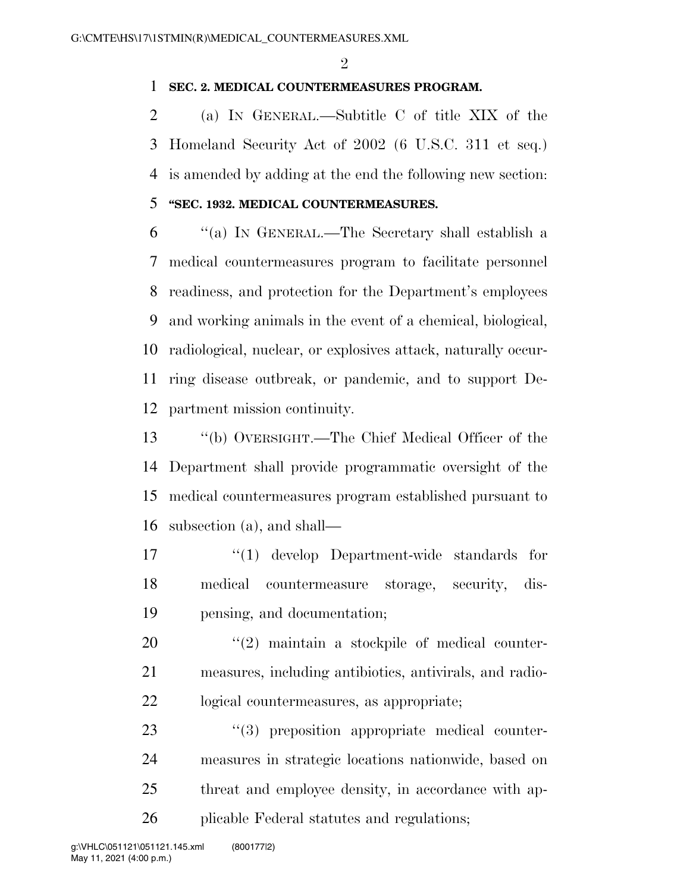**SEC. 2. MEDICAL COUNTERMEASURES PROGRAM.**

(a) IN GENERAL.—Subtitle C of title XIX of the Homeland Security Act of 2002 (6 U.S.C. 311 et seq.) is amended by adding at the end the following new section:

**"SEC. 1932. MEDICAL COUNTERMEASURES.**

"(a) IN GENERAL.—The Secretary shall establish a medical countermeasures program to facilitate personnel readiness, and protection for the Department's employees and working animals in the event of a chemical, biological, radiological, nuclear, or explosives attack, naturally occurring disease outbreak, or pandemic, and to support Department mission continuity.

"(b) OVERSIGHT.—The Chief Medical Officer of the Department shall provide programmatic oversight of the medical countermeasures program established pursuant to subsection (a), and shall—

"(1) develop Department-wide standards for medical countermeasure storage, security, dispensing, and documentation;

"(2) maintain a stockpile of medical countermeasures, including antibiotics, antivirals, and radiological countermeasures, as appropriate;

"(3) preposition appropriate medical countermeasures in strategic locations nationwide, based on threat and employee density, in accordance with applicable Federal statutes and regulations;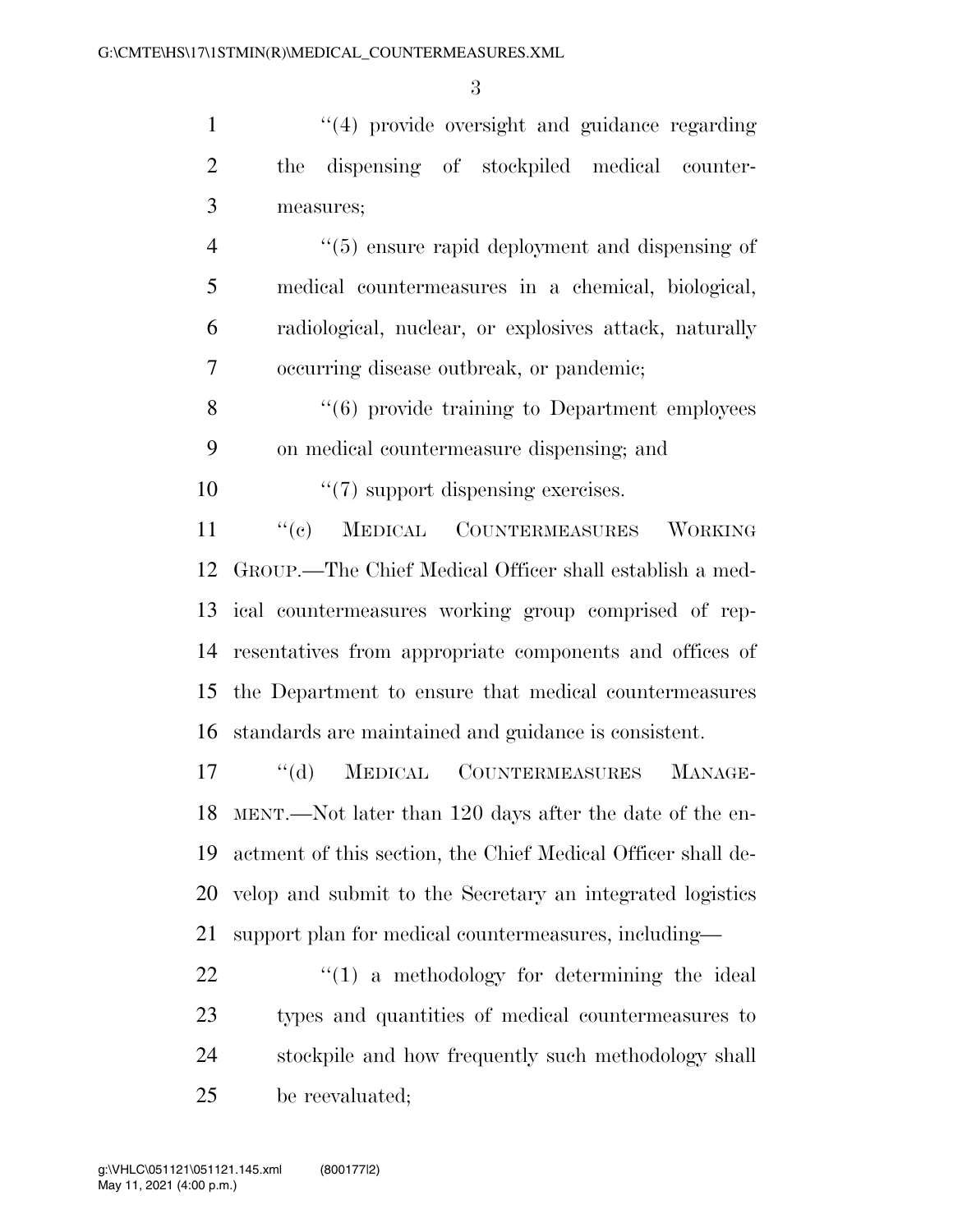''(4) provide oversight and guidance regarding the dispensing of stockpiled medical countermeasures;

''(5) ensure rapid deployment and dispensing of medical countermeasures in a chemical, biological, radiological, nuclear, or explosives attack, naturally occurring disease outbreak, or pandemic;

''(6) provide training to Department employees on medical countermeasure dispensing; and

''(7) support dispensing exercises.

''(c) MEDICAL COUNTERMEASURES WORKING GROUP.—The Chief Medical Officer shall establish a medical countermeasures working group comprised of representatives from appropriate components and offices of the Department to ensure that medical countermeasures standards are maintained and guidance is consistent.

''(d) MEDICAL COUNTERMEASURES MANAGEMENT.—Not later than 120 days after the date of the enactment of this section, the Chief Medical Officer shall develop and submit to the Secretary an integrated logistics support plan for medical countermeasures, including—

''(1) a methodology for determining the ideal types and quantities of medical countermeasures to stockpile and how frequently such methodology shall be reevaluated;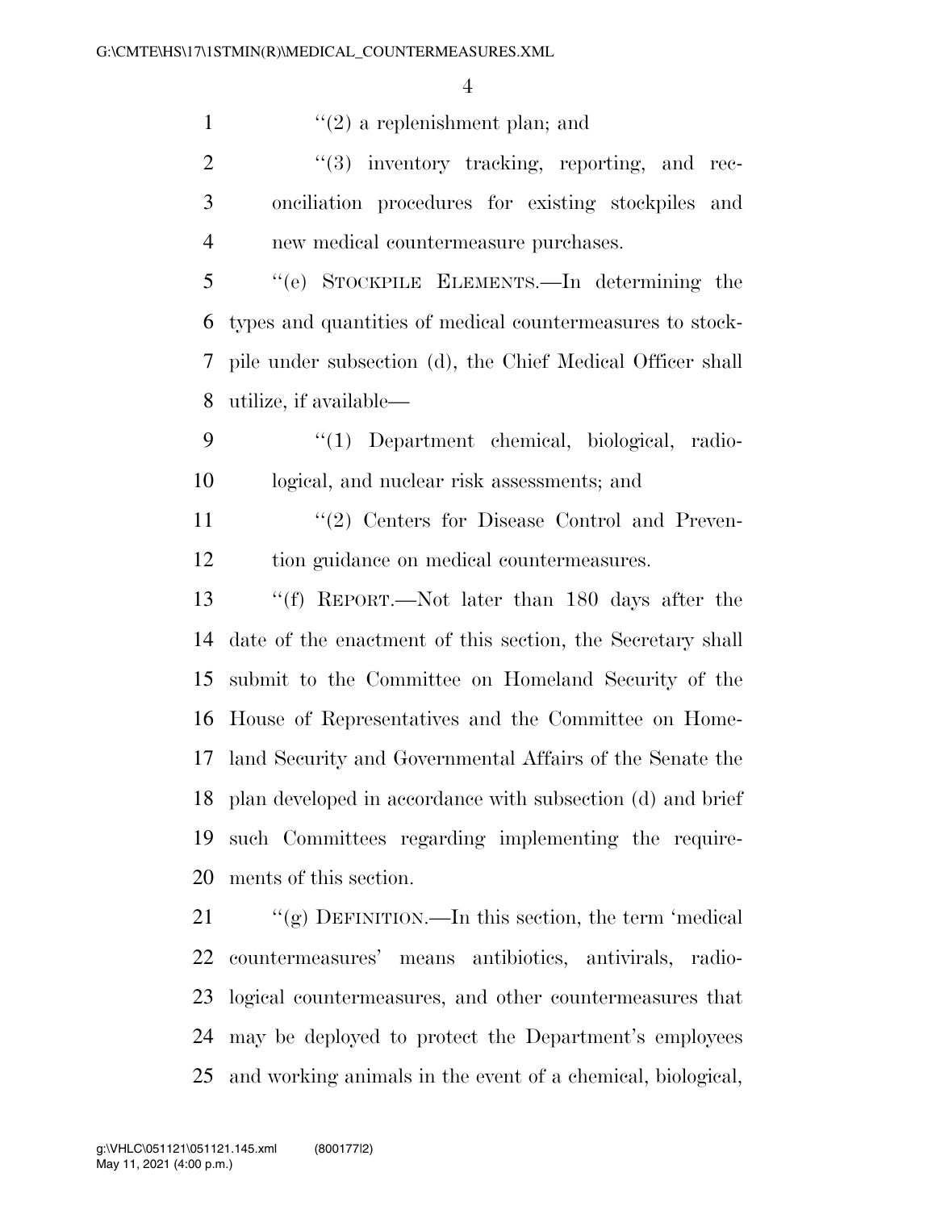"(2) a replenishment plan; and

"(3) inventory tracking, reporting, and reconciliation procedures for existing stockpiles and new medical countermeasure purchases.

"(e) STOCKPILE ELEMENTS.—In determining the types and quantities of medical countermeasures to stockpile under subsection (d), the Chief Medical Officer shall utilize, if available—

"(1) Department chemical, biological, radiological, and nuclear risk assessments; and

"(2) Centers for Disease Control and Prevention guidance on medical countermeasures.

"(f) REPORT.—Not later than 180 days after the date of the enactment of this section, the Secretary shall submit to the Committee on Homeland Security of the House of Representatives and the Committee on Homeland Security and Governmental Affairs of the Senate the plan developed in accordance with subsection (d) and brief such Committees regarding implementing the requirements of this section.

"(g) DEFINITION.—In this section, the term 'medical countermeasures' means antibiotics, antivirals, radiological countermeasures, and other countermeasures that may be deployed to protect the Department's employees and working animals in the event of a chemical, biological,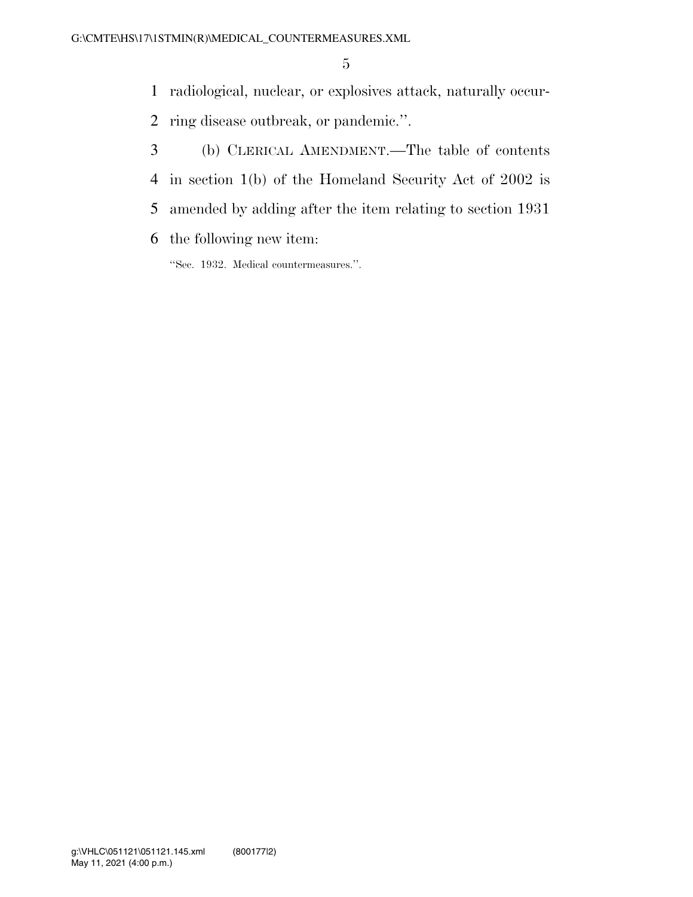radiological, nuclear, or explosives attack, naturally occurring disease outbreak, or pandemic.''.

(b) CLERICAL AMENDMENT.—The table of contents in section 1(b) of the Homeland Security Act of 2002 is amended by adding after the item relating to section 1931 the following new item:

''Sec. 1932. Medical countermeasures.''.